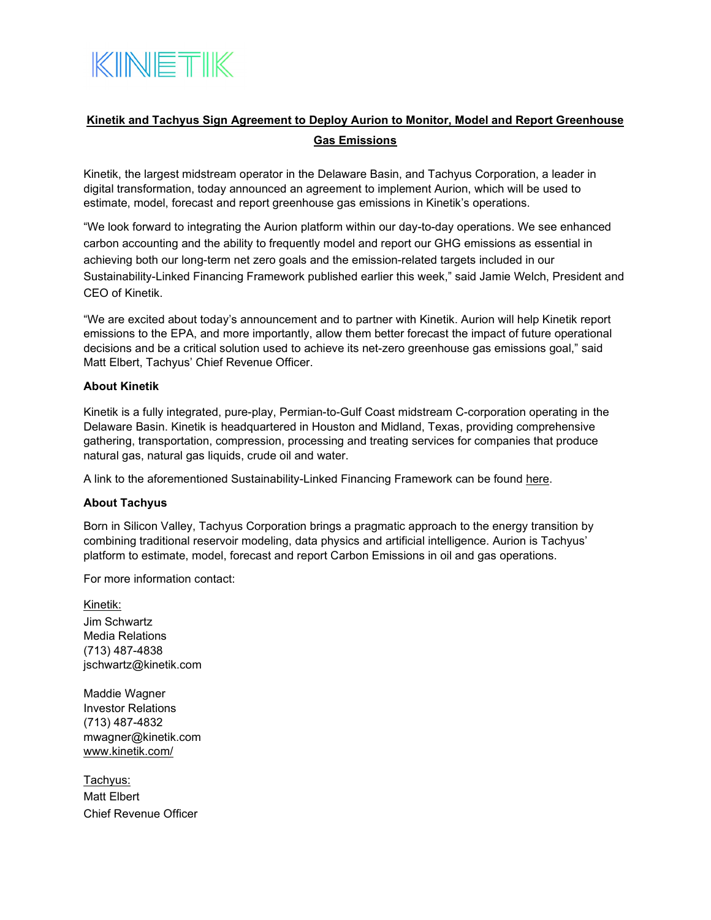KINETIK

# Kinetik and Tachyus Sign Agreement to Deploy Aurion to Monitor, Model and Report Greenhouse Gas Emissions

Kinetik, the largest midstream operator in the Delaware Basin, and Tachyus Corporation, a leader in digital transformation, today announced an agreement to implement Aurion, which will be used to estimate, model, forecast and report greenhouse gas emissions in Kinetik's operations.

"We look forward to integrating the Aurion platform within our day-to-day operations. We see enhanced carbon accounting and the ability to frequently model and report our GHG emissions as essential in achieving both our long-term net zero goals and the emission-related targets included in our Sustainability-Linked Financing Framework published earlier this week," said Jamie Welch, President and CEO of Kinetik.

"We are excited about today's announcement and to partner with Kinetik. Aurion will help Kinetik report emissions to the EPA, and more importantly, allow them better forecast the impact of future operational decisions and be a critical solution used to achieve its net-zero greenhouse gas emissions goal," said Matt Elbert, Tachyus' Chief Revenue Officer.

**About Kinetik**

Kinetik is a fully integrated, pure-play, Permian-to-Gulf Coast midstream C-corporation operating in the Delaware Basin. Kinetik is headquartered in Houston and Midland, Texas, providing comprehensive gathering, transportation, compression, processing and treating services for companies that produce natural gas, natural gas liquids, crude oil and water.

A link to the aforementioned Sustainability-Linked Financing Framework can be found here.

**About Tachyus**

Born in Silicon Valley, Tachyus Corporation brings a pragmatic approach to the energy transition by combining traditional reservoir modeling, data physics and artificial intelligence. Aurion is Tachyus' platform to estimate, model, forecast and report Carbon Emissions in oil and gas operations.

For more information contact:

Kinetik:
Jim Schwartz
Media Relations
(713) 487-4838
jschwartz@kinetik.com

Maddie Wagner
Investor Relations
(713) 487-4832
mwagner@kinetik.com
www.kinetik.com/

Tachyus:
Matt Elbert
Chief Revenue Officer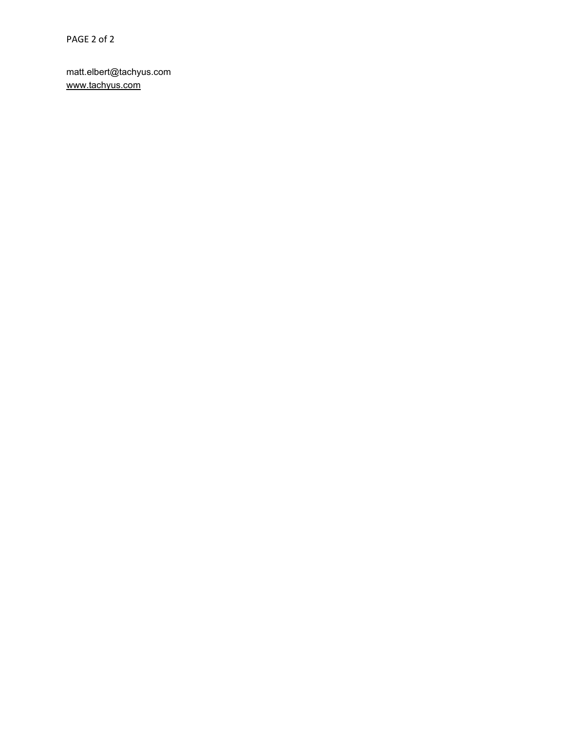matt.elbert@tachyus.com
www.tachyus.com